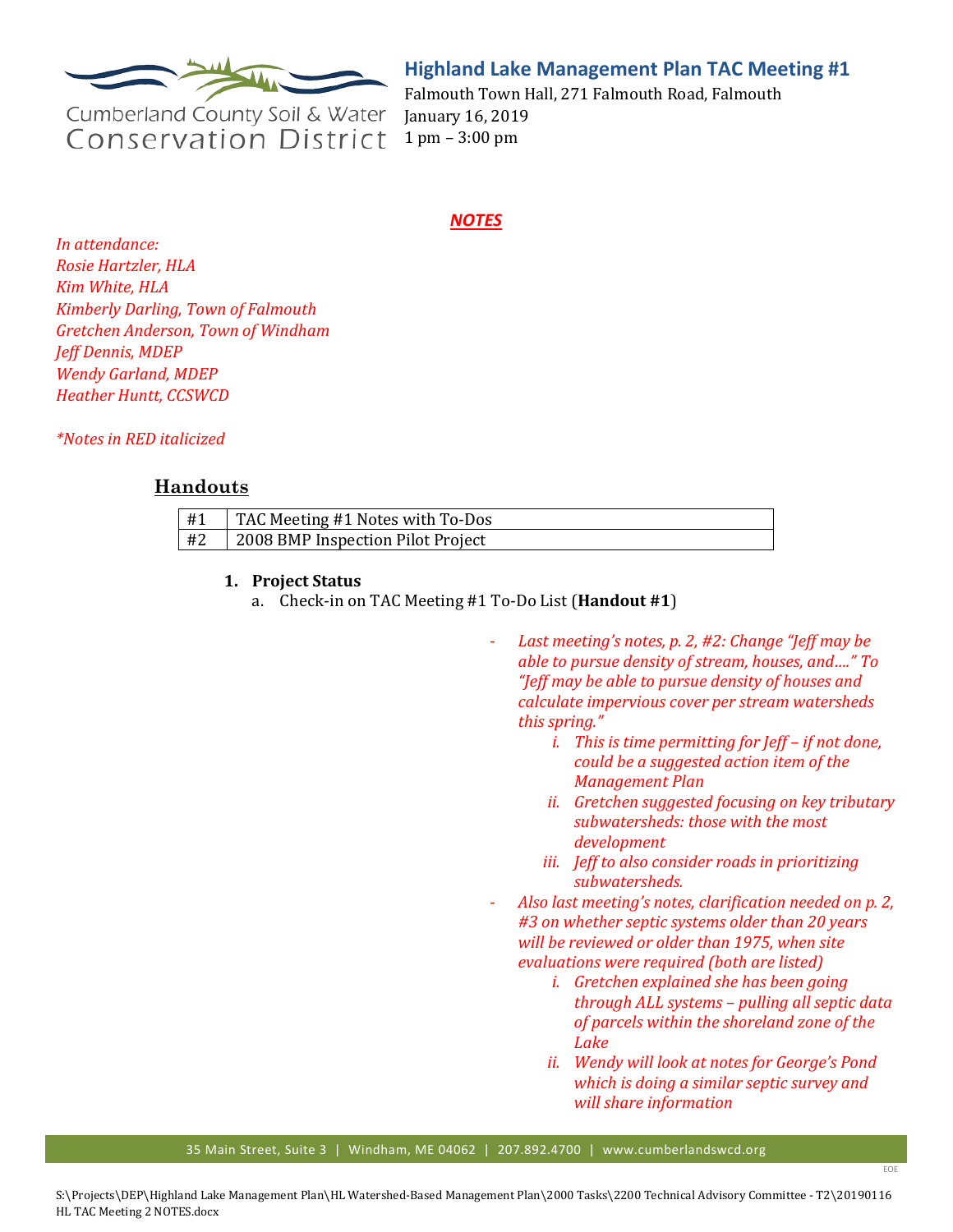Cumberland County Soil & Water Conservation District

## Highland Lake Management Plan TAC Meeting #1

Falmouth Town Hall, 271 Falmouth Road, Falmouth
January 16, 2019
1 pm – 3:00 pm

***NOTES***

*In attendance:*
*Rosie Hartzler, HLA*
*Kim White, HLA*
*Kimberly Darling, Town of Falmouth*
*Gretchen Anderson, Town of Windham*
*Jeff Dennis, MDEP*
*Wendy Garland, MDEP*
*Heather Huntt, CCSWCD*

*\*Notes in RED italicized*

## Handouts

| #1 | TAC Meeting #1 Notes with To-Dos |
|---|---|
| #2 | 2008 BMP Inspection Pilot Project |

1. **Project Status**
   a. Check-in on TAC Meeting #1 To-Do List (**Handout #1**)

- *Last meeting's notes, p. 2, #2: Change "Jeff may be able to pursue density of stream, houses, and…." To "Jeff may be able to pursue density of houses and calculate impervious cover per stream watersheds this spring."*
    - i. *This is time permitting for Jeff – if not done, could be a suggested action item of the Management Plan*
    - ii. *Gretchen suggested focusing on key tributary subwatersheds: those with the most development*
    - iii. *Jeff to also consider roads in prioritizing subwatersheds.*
- *Also last meeting's notes, clarification needed on p. 2, #3 on whether septic systems older than 20 years will be reviewed or older than 1975, when site evaluations were required (both are listed)*
    - i. *Gretchen explained she has been going through ALL systems – pulling all septic data of parcels within the shoreland zone of the Lake*
    - ii. *Wendy will look at notes for George's Pond which is doing a similar septic survey and will share information*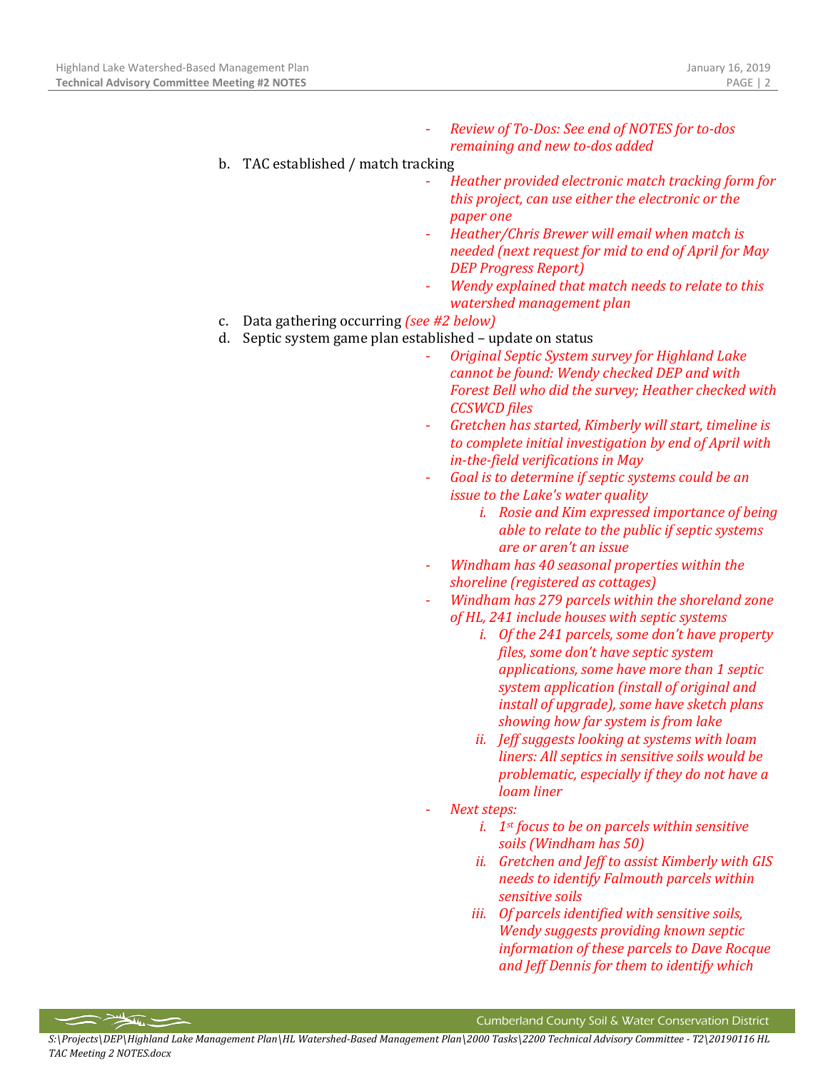- *Review of To-Dos: See end of NOTES for to-dos remaining and new to-dos added*

b. TAC established / match tracking
  - *Heather provided electronic match tracking form for this project, can use either the electronic or the paper one*
  - *Heather/Chris Brewer will email when match is needed (next request for mid to end of April for May DEP Progress Report)*
  - *Wendy explained that match needs to relate to this watershed management plan*

c. Data gathering occurring *(see #2 below)*

d. Septic system game plan established – update on status
  - *Original Septic System survey for Highland Lake cannot be found: Wendy checked DEP and with Forest Bell who did the survey; Heather checked with CCSWCD files*
  - *Gretchen has started, Kimberly will start, timeline is to complete initial investigation by end of April with in-the-field verifications in May*
  - *Goal is to determine if septic systems could be an issue to the Lake's water quality*
    - i. *Rosie and Kim expressed importance of being able to relate to the public if septic systems are or aren't an issue*
  - *Windham has 40 seasonal properties within the shoreline (registered as cottages)*
  - *Windham has 279 parcels within the shoreland zone of HL, 241 include houses with septic systems*
    - i. *Of the 241 parcels, some don't have property files, some don't have septic system applications, some have more than 1 septic system application (install of original and install of upgrade), some have sketch plans showing how far system is from lake*
    - ii. *Jeff suggests looking at systems with loam liners: All septics in sensitive soils would be problematic, especially if they do not have a loam liner*
  - *Next steps:*
    - i. *1st focus to be on parcels within sensitive soils (Windham has 50)*
    - ii. *Gretchen and Jeff to assist Kimberly with GIS needs to identify Falmouth parcels within sensitive soils*
    - iii. *Of parcels identified with sensitive soils, Wendy suggests providing known septic information of these parcels to Dave Rocque and Jeff Dennis for them to identify which*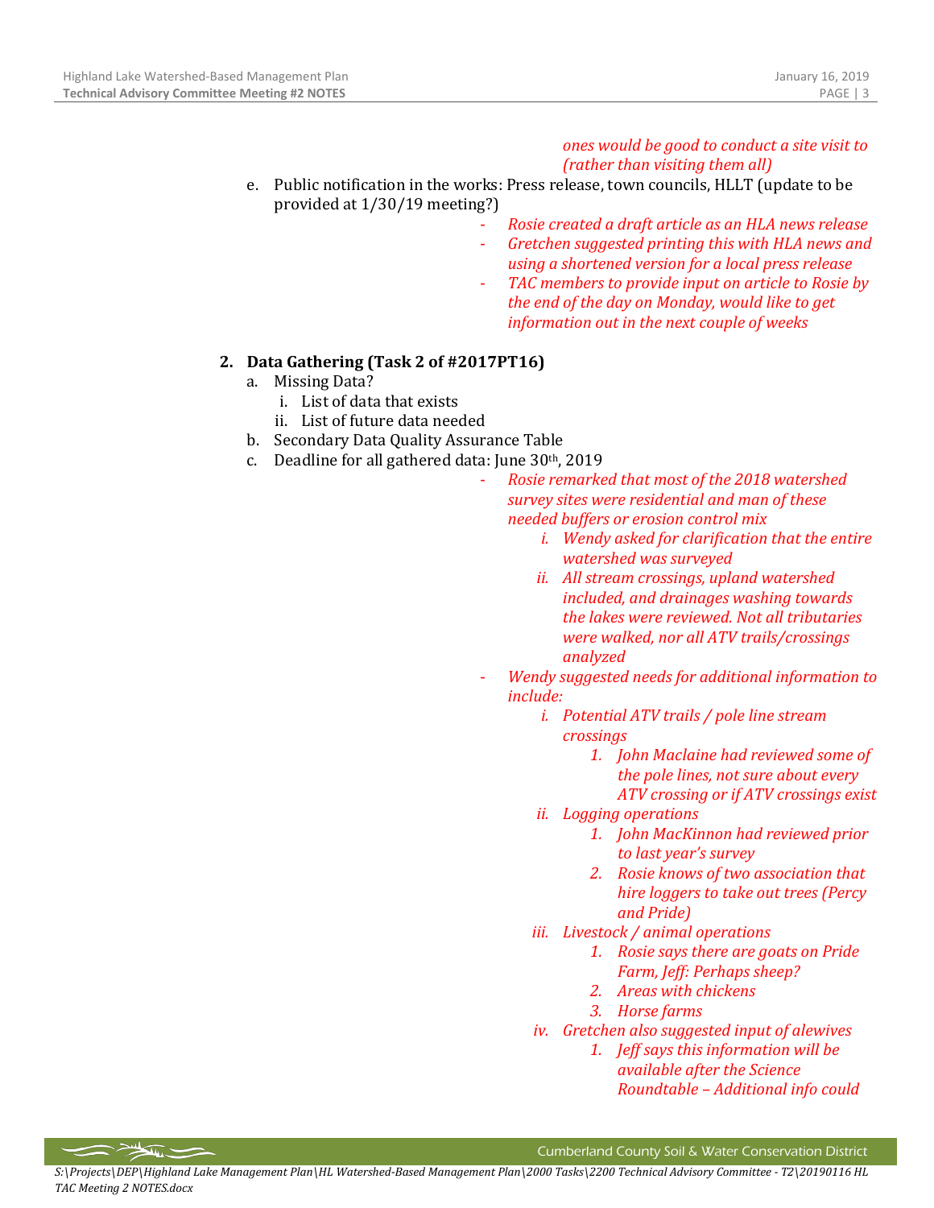*ones would be good to conduct a site visit to (rather than visiting them all)*

e. Public notification in the works: Press release, town councils, HLLT (update to be provided at 1/30/19 meeting?)
   - *Rosie created a draft article as an HLA news release*
   - *Gretchen suggested printing this with HLA news and using a shortened version for a local press release*
   - *TAC members to provide input on article to Rosie by the end of the day on Monday, would like to get information out in the next couple of weeks*

**2. Data Gathering (Task 2 of #2017PT16)**

a. Missing Data?
   i. List of data that exists
   ii. List of future data needed

b. Secondary Data Quality Assurance Table

c. Deadline for all gathered data: June 30th, 2019
   - *Rosie remarked that most of the 2018 watershed survey sites were residential and man of these needed buffers or erosion control mix*
     i. *Wendy asked for clarification that the entire watershed was surveyed*
     ii. *All stream crossings, upland watershed included, and drainages washing towards the lakes were reviewed. Not all tributaries were walked, nor all ATV trails/crossings analyzed*
   - *Wendy suggested needs for additional information to include:*
     i. *Potential ATV trails / pole line stream crossings*
        1. *John Maclaine had reviewed some of the pole lines, not sure about every ATV crossing or if ATV crossings exist*
     ii. *Logging operations*
        1. *John MacKinnon had reviewed prior to last year's survey*
        2. *Rosie knows of two association that hire loggers to take out trees (Percy and Pride)*
     iii. *Livestock / animal operations*
        1. *Rosie says there are goats on Pride Farm, Jeff: Perhaps sheep?*
        2. *Areas with chickens*
        3. *Horse farms*
     iv. *Gretchen also suggested input of alewives*
        1. *Jeff says this information will be available after the Science Roundtable – Additional info could*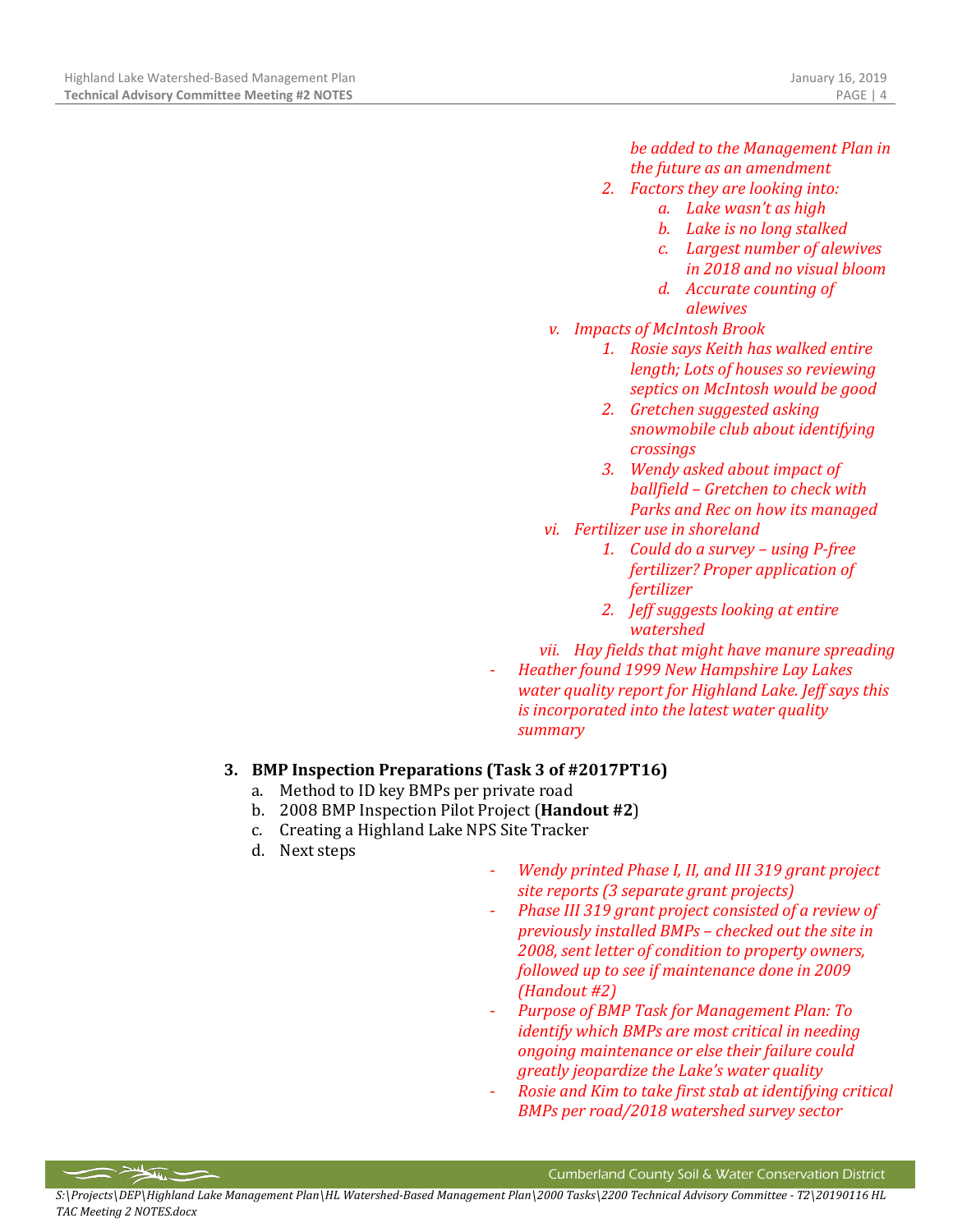*be added to the Management Plan in the future as an amendment*

2. *Factors they are looking into:*
    a. *Lake wasn't as high*
    b. *Lake is no long stalked*
    c. *Largest number of alewives in 2018 and no visual bloom*
    d. *Accurate counting of alewives*

v. *Impacts of McIntosh Brook*
  1. *Rosie says Keith has walked entire length; Lots of houses so reviewing septics on McIntosh would be good*
  2. *Gretchen suggested asking snowmobile club about identifying crossings*
  3. *Wendy asked about impact of ballfield – Gretchen to check with Parks and Rec on how its managed*

vi. *Fertilizer use in shoreland*
  1. *Could do a survey – using P-free fertilizer? Proper application of fertilizer*
  2. *Jeff suggests looking at entire watershed*

vii. *Hay fields that might have manure spreading*

- *Heather found 1999 New Hampshire Lay Lakes water quality report for Highland Lake. Jeff says this is incorporated into the latest water quality summary*

**3. BMP Inspection Preparations (Task 3 of #2017PT16)**

a. Method to ID key BMPs per private road
b. 2008 BMP Inspection Pilot Project (**Handout #2**)
c. Creating a Highland Lake NPS Site Tracker
d. Next steps

- *Wendy printed Phase I, II, and III 319 grant project site reports (3 separate grant projects)*
- *Phase III 319 grant project consisted of a review of previously installed BMPs – checked out the site in 2008, sent letter of condition to property owners, followed up to see if maintenance done in 2009 (Handout #2)*
- *Purpose of BMP Task for Management Plan: To identify which BMPs are most critical in needing ongoing maintenance or else their failure could greatly jeopardize the Lake's water quality*
- *Rosie and Kim to take first stab at identifying critical BMPs per road/2018 watershed survey sector*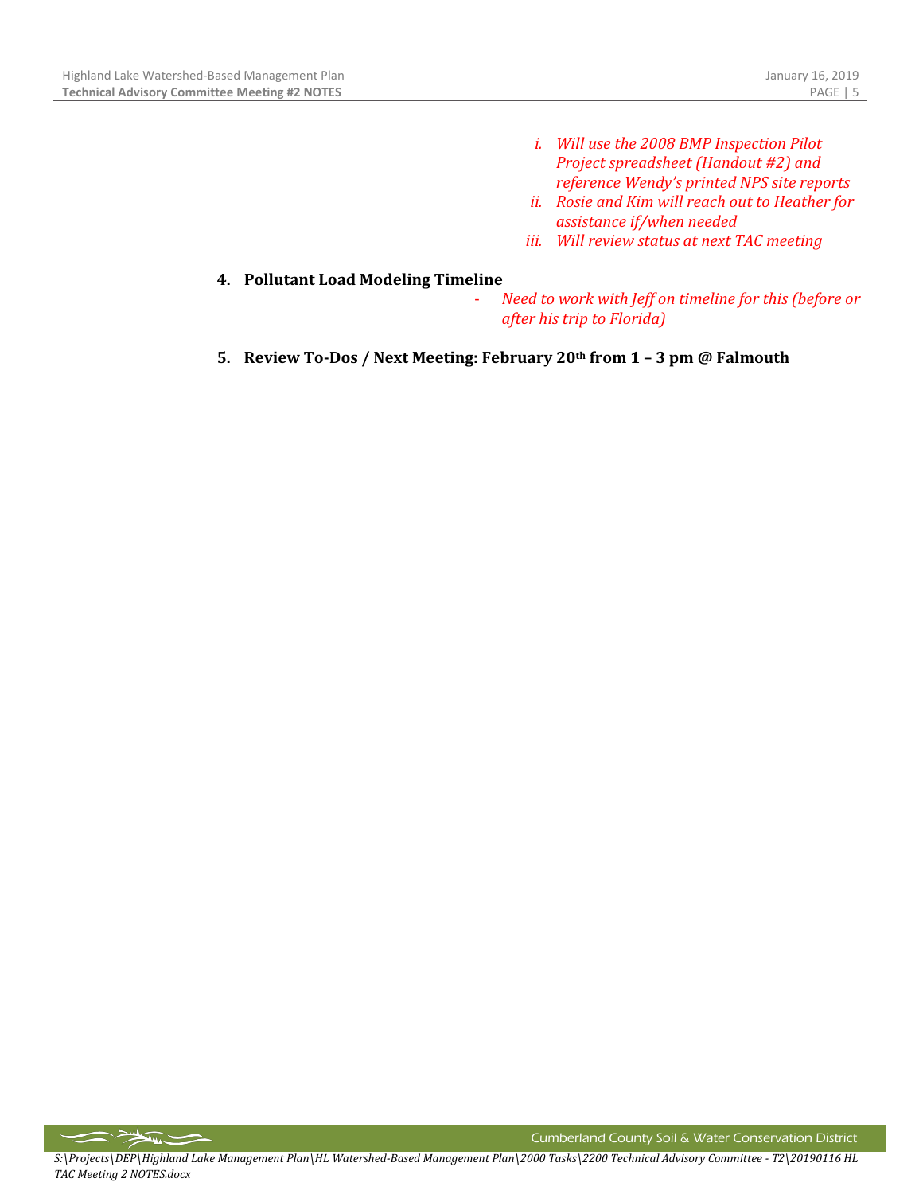i. *Will use the 2008 BMP Inspection Pilot Project spreadsheet (Handout #2) and reference Wendy's printed NPS site reports*
   ii. *Rosie and Kim will reach out to Heather for assistance if/when needed*
   iii. *Will review status at next TAC meeting*

**4. Pollutant Load Modeling Timeline**

- *Need to work with Jeff on timeline for this (before or after his trip to Florida)*

**5. Review To-Dos / Next Meeting: February 20th from 1 – 3 pm @ Falmouth**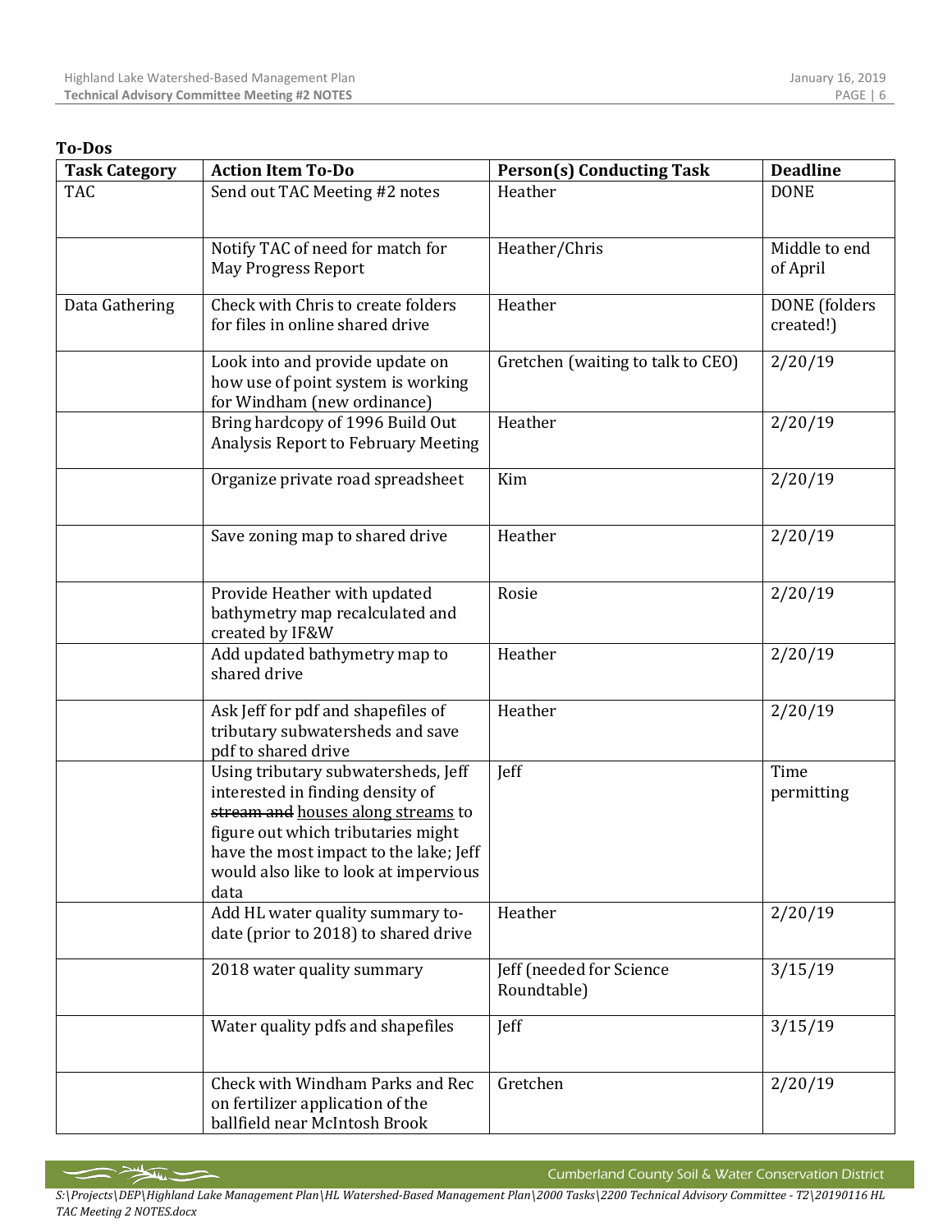**To-Dos**

| Task Category | Action Item To-Do | Person(s) Conducting Task | Deadline |
|---|---|---|---|
| TAC | Send out TAC Meeting #2 notes | Heather | DONE |
| | Notify TAC of need for match for May Progress Report | Heather/Chris | Middle to end of April |
| Data Gathering | Check with Chris to create folders for files in online shared drive | Heather | DONE (folders created!) |
| | Look into and provide update on how use of point system is working for Windham (new ordinance) | Gretchen (waiting to talk to CEO) | 2/20/19 |
| | Bring hardcopy of 1996 Build Out Analysis Report to February Meeting | Heather | 2/20/19 |
| | Organize private road spreadsheet | Kim | 2/20/19 |
| | Save zoning map to shared drive | Heather | 2/20/19 |
| | Provide Heather with updated bathymetry map recalculated and created by IF&W | Rosie | 2/20/19 |
| | Add updated bathymetry map to shared drive | Heather | 2/20/19 |
| | Ask Jeff for pdf and shapefiles of tributary subwatersheds and save pdf to shared drive | Heather | 2/20/19 |
| | Using tributary subwatersheds, Jeff interested in finding density of ~~stream and~~ houses along streams to figure out which tributaries might have the most impact to the lake; Jeff would also like to look at impervious data | Jeff | Time permitting |
| | Add HL water quality summary to-date (prior to 2018) to shared drive | Heather | 2/20/19 |
| | 2018 water quality summary | Jeff (needed for Science Roundtable) | 3/15/19 |
| | Water quality pdfs and shapefiles | Jeff | 3/15/19 |
| | Check with Windham Parks and Rec on fertilizer application of the ballfield near McIntosh Brook | Gretchen | 2/20/19 |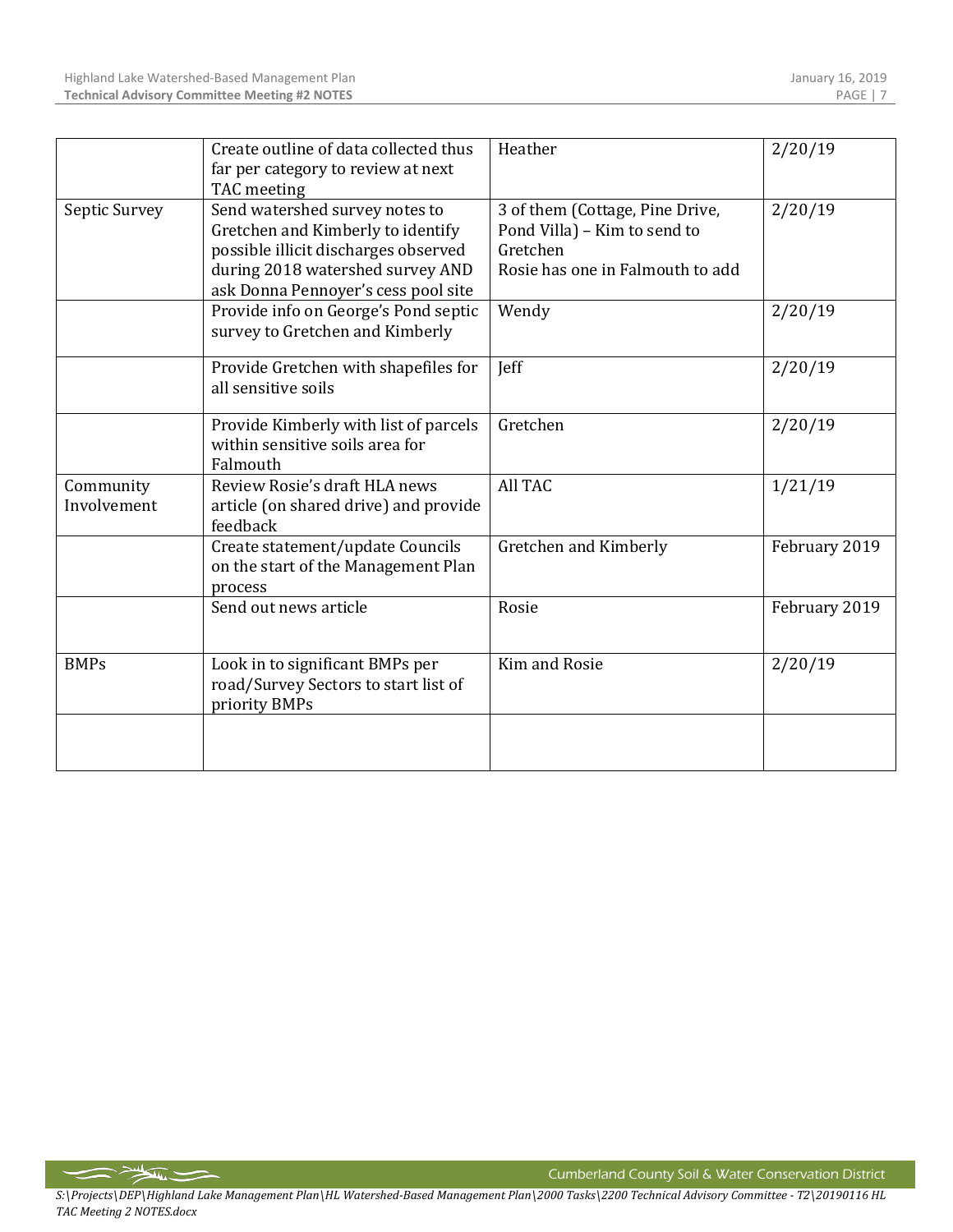| | | | |
|---|---|---|---|
| | Create outline of data collected thus far per category to review at next TAC meeting | Heather | 2/20/19 |
| Septic Survey | Send watershed survey notes to Gretchen and Kimberly to identify possible illicit discharges observed during 2018 watershed survey AND ask Donna Pennoyer's cess pool site | 3 of them (Cottage, Pine Drive, Pond Villa) – Kim to send to Gretchen<br>Rosie has one in Falmouth to add | 2/20/19 |
| | Provide info on George's Pond septic survey to Gretchen and Kimberly | Wendy | 2/20/19 |
| | Provide Gretchen with shapefiles for all sensitive soils | Jeff | 2/20/19 |
| | Provide Kimberly with list of parcels within sensitive soils area for Falmouth | Gretchen | 2/20/19 |
| Community Involvement | Review Rosie's draft HLA news article (on shared drive) and provide feedback | All TAC | 1/21/19 |
| | Create statement/update Councils on the start of the Management Plan process | Gretchen and Kimberly | February 2019 |
| | Send out news article | Rosie | February 2019 |
| BMPs | Look in to significant BMPs per road/Survey Sectors to start list of priority BMPs | Kim and Rosie | 2/20/19 |
| | | | |